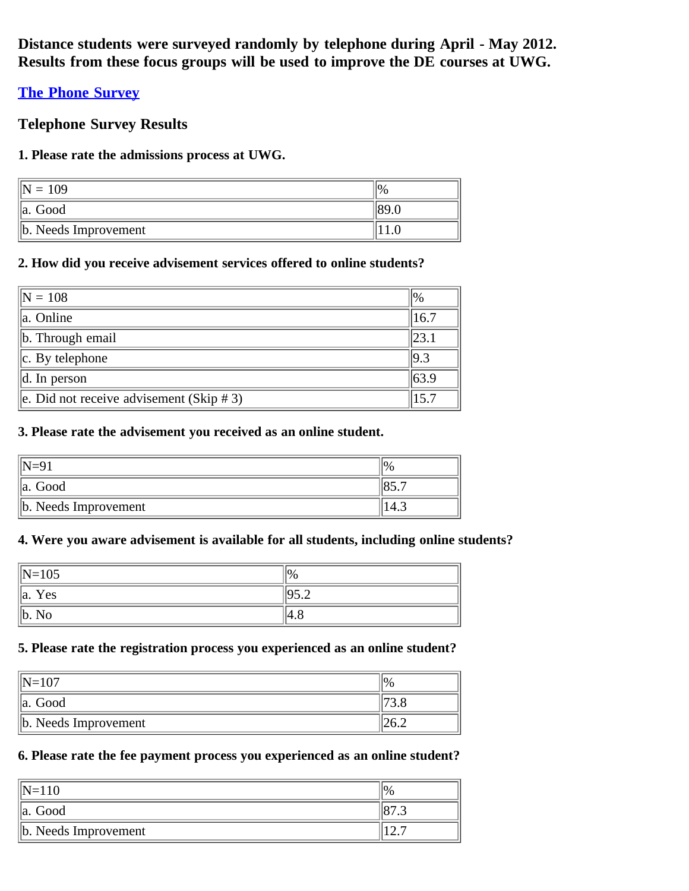**Distance students were surveyed randomly by telephone during April - May 2012. Results from these focus groups will be used to improve the DE courses at UWG.**

**The Phone Survey**

### Telephone Survey Results

#### 1. Please rate the admissions process at UWG.

| N = 109 | % |
|---|---|
| a. Good | 89.0 |
| b. Needs Improvement | 11.0 |

#### 2. How did you receive advisement services offered to online students?

| N = 108 | % |
|---|---|
| a. Online | 16.7 |
| b. Through email | 23.1 |
| c. By telephone | 9.3 |
| d. In person | 63.9 |
| e. Did not receive advisement (Skip # 3) | 15.7 |

#### 3. Please rate the advisement you received as an online student.

| N=91 | % |
|---|---|
| a. Good | 85.7 |
| b. Needs Improvement | 14.3 |

#### 4. Were you aware advisement is available for all students, including online students?

| N=105 | % |
|---|---|
| a. Yes | 95.2 |
| b. No | 4.8 |

#### 5. Please rate the registration process you experienced as an online student?

| N=107 | % |
|---|---|
| a. Good | 73.8 |
| b. Needs Improvement | 26.2 |

#### 6. Please rate the fee payment process you experienced as an online student?

| N=110 | % |
|---|---|
| a. Good | 87.3 |
| b. Needs Improvement | 12.7 |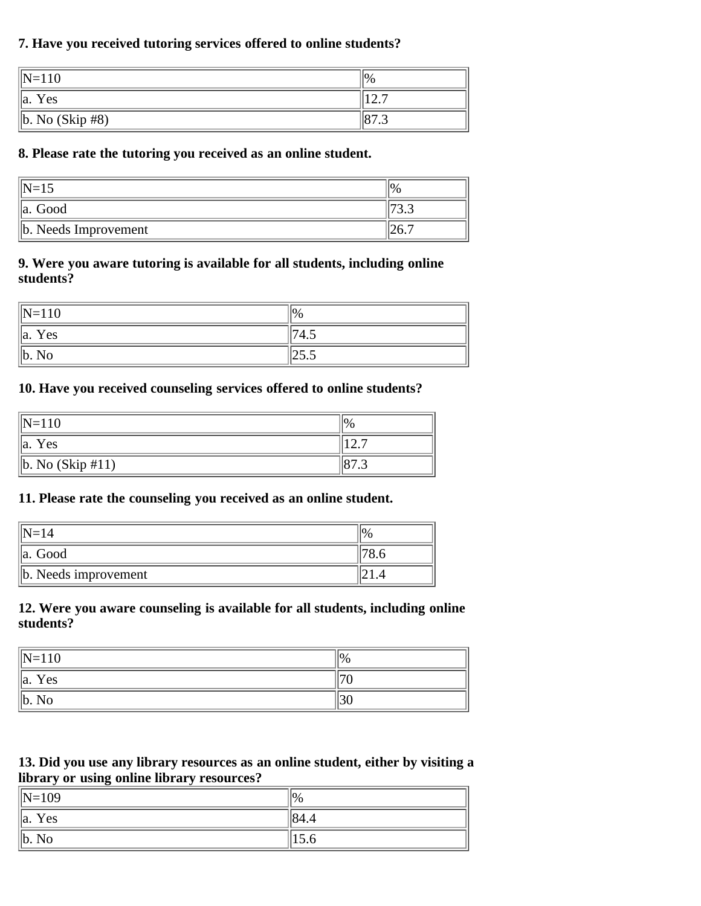**7. Have you received tutoring services offered to online students?**

| N=110 | % |
|---|---|
| a. Yes | 12.7 |
| b. No (Skip #8) | 87.3 |

**8. Please rate the tutoring you received as an online student.**

| N=15 | % |
|---|---|
| a. Good | 73.3 |
| b. Needs Improvement | 26.7 |

**9. Were you aware tutoring is available for all students, including online students?**

| N=110 | % |
|---|---|
| a. Yes | 74.5 |
| b. No | 25.5 |

**10. Have you received counseling services offered to online students?**

| N=110 | % |
|---|---|
| a. Yes | 12.7 |
| b. No (Skip #11) | 87.3 |

**11. Please rate the counseling you received as an online student.**

| N=14 | % |
|---|---|
| a. Good | 78.6 |
| b. Needs improvement | 21.4 |

**12. Were you aware counseling is available for all students, including online students?**

| N=110 | % |
|---|---|
| a. Yes | 70 |
| b. No | 30 |

**13. Did you use any library resources as an online student, either by visiting a library or using online library resources?**

| N=109 | % |
|---|---|
| a. Yes | 84.4 |
| b. No | 15.6 |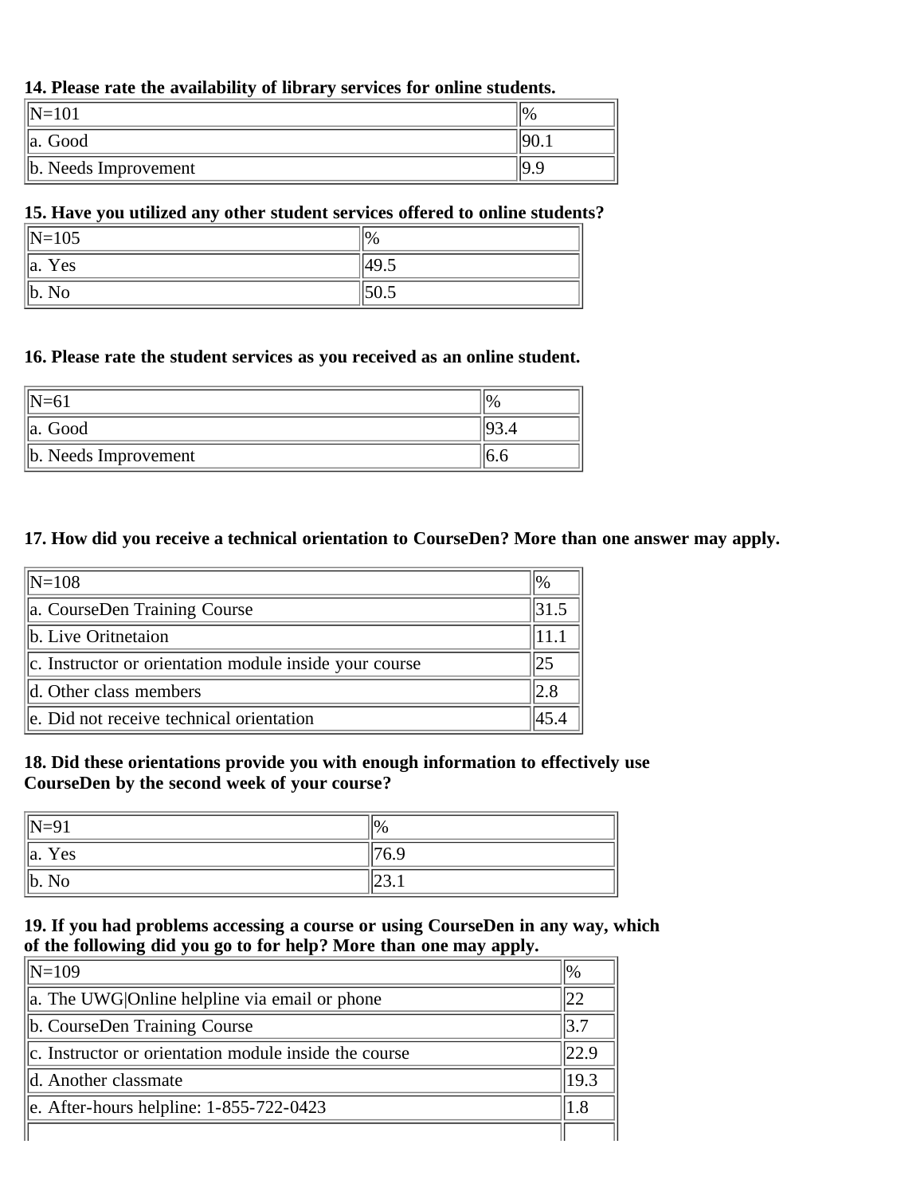**14. Please rate the availability of library services for online students.**

| N=101 | % |
|---|---|
| a. Good | 90.1 |
| b. Needs Improvement | 9.9 |

**15. Have you utilized any other student services offered to online students?**

| N=105 | % |
|---|---|
| a. Yes | 49.5 |
| b. No | 50.5 |

**16. Please rate the student services as you received as an online student.**

| N=61 | % |
|---|---|
| a. Good | 93.4 |
| b. Needs Improvement | 6.6 |

**17. How did you receive a technical orientation to CourseDen? More than one answer may apply.**

| N=108 | % |
|---|---|
| a. CourseDen Training Course | 31.5 |
| b. Live Oritnetaion | 11.1 |
| c. Instructor or orientation module inside your course | 25 |
| d. Other class members | 2.8 |
| e. Did not receive technical orientation | 45.4 |

**18. Did these orientations provide you with enough information to effectively use CourseDen by the second week of your course?**

| N=91 | % |
|---|---|
| a. Yes | 76.9 |
| b. No | 23.1 |

**19. If you had problems accessing a course or using CourseDen in any way, which of the following did you go to for help? More than one may apply.**

| N=109 | % |
|---|---|
| a. The UWG\|Online helpline via email or phone | 22 |
| b. CourseDen Training Course | 3.7 |
| c. Instructor or orientation module inside the course | 22.9 |
| d. Another classmate | 19.3 |
| e. After-hours helpline: 1-855-722-0423 | 1.8 |
| | |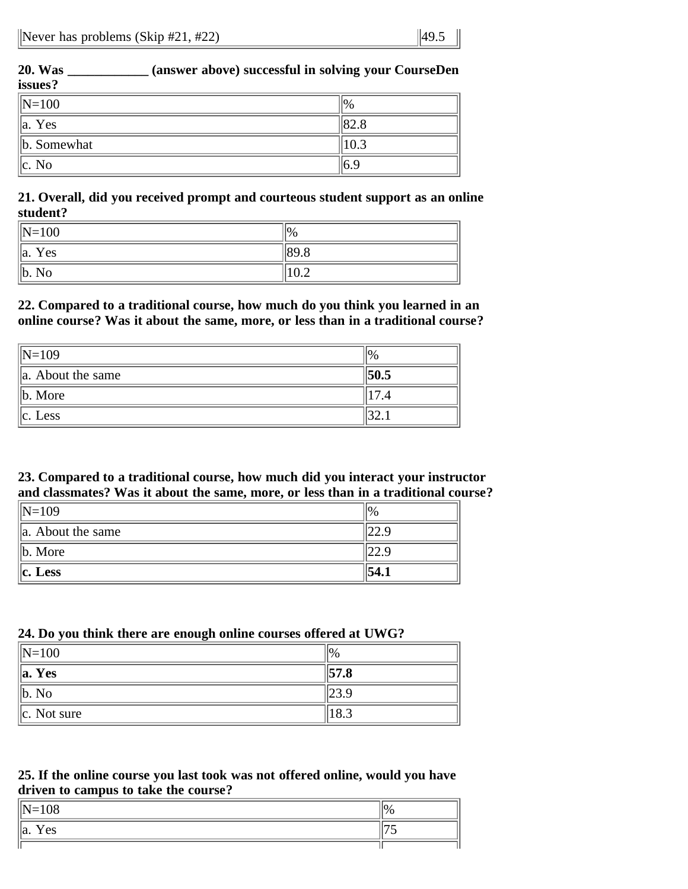| Never has problems (Skip #21, #22) | 49.5 |
|---|---|

**20. Was \_\_\_\_\_\_\_\_\_\_\_\_ (answer above) successful in solving your CourseDen issues?**

| N=100 | % |
|---|---|
| a. Yes | 82.8 |
| b. Somewhat | 10.3 |
| c. No | 6.9 |

**21. Overall, did you received prompt and courteous student support as an online student?**

| N=100 | % |
|---|---|
| a. Yes | 89.8 |
| b. No | 10.2 |

**22. Compared to a traditional course, how much do you think you learned in an online course? Was it about the same, more, or less than in a traditional course?**

| N=109 | % |
|---|---|
| a. About the same | **50.5** |
| b. More | 17.4 |
| c. Less | 32.1 |

**23. Compared to a traditional course, how much did you interact your instructor and classmates? Was it about the same, more, or less than in a traditional course?**

| N=109 | % |
|---|---|
| a. About the same | 22.9 |
| b. More | 22.9 |
| **c. Less** | **54.1** |

**24. Do you think there are enough online courses offered at UWG?**

| N=100 | % |
|---|---|
| **a. Yes** | **57.8** |
| b. No | 23.9 |
| c. Not sure | 18.3 |

**25. If the online course you last took was not offered online, would you have driven to campus to take the course?**

| N=108 | % |
|---|---|
| a. Yes | 75 |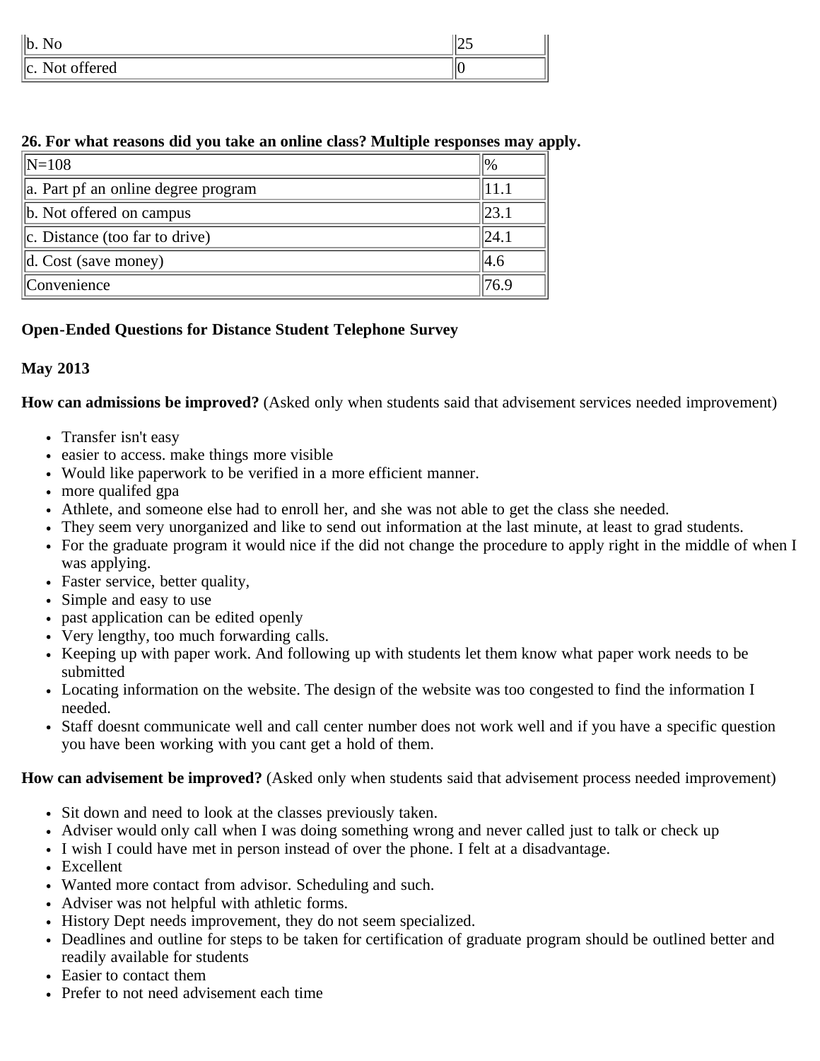| | |
|---|---|
| b. No | 25 |
| c. Not offered | 0 |

**26. For what reasons did you take an online class? Multiple responses may apply.**

| N=108 | % |
|---|---|
| a. Part pf an online degree program | 11.1 |
| b. Not offered on campus | 23.1 |
| c. Distance (too far to drive) | 24.1 |
| d. Cost (save money) | 4.6 |
| Convenience | 76.9 |

**Open-Ended Questions for Distance Student Telephone Survey**

**May 2013**

**How can admissions be improved?** (Asked only when students said that advisement services needed improvement)

- Transfer isn't easy
- easier to access. make things more visible
- Would like paperwork to be verified in a more efficient manner.
- more qualifed gpa
- Athlete, and someone else had to enroll her, and she was not able to get the class she needed.
- They seem very unorganized and like to send out information at the last minute, at least to grad students.
- For the graduate program it would nice if the did not change the procedure to apply right in the middle of when I was applying.
- Faster service, better quality,
- Simple and easy to use
- past application can be edited openly
- Very lengthy, too much forwarding calls.
- Keeping up with paper work. And following up with students let them know what paper work needs to be submitted
- Locating information on the website. The design of the website was too congested to find the information I needed.
- Staff doesnt communicate well and call center number does not work well and if you have a specific question you have been working with you cant get a hold of them.

**How can advisement be improved?** (Asked only when students said that advisement process needed improvement)

- Sit down and need to look at the classes previously taken.
- Adviser would only call when I was doing something wrong and never called just to talk or check up
- I wish I could have met in person instead of over the phone. I felt at a disadvantage.
- Excellent
- Wanted more contact from advisor. Scheduling and such.
- Adviser was not helpful with athletic forms.
- History Dept needs improvement, they do not seem specialized.
- Deadlines and outline for steps to be taken for certification of graduate program should be outlined better and readily available for students
- Easier to contact them
- Prefer to not need advisement each time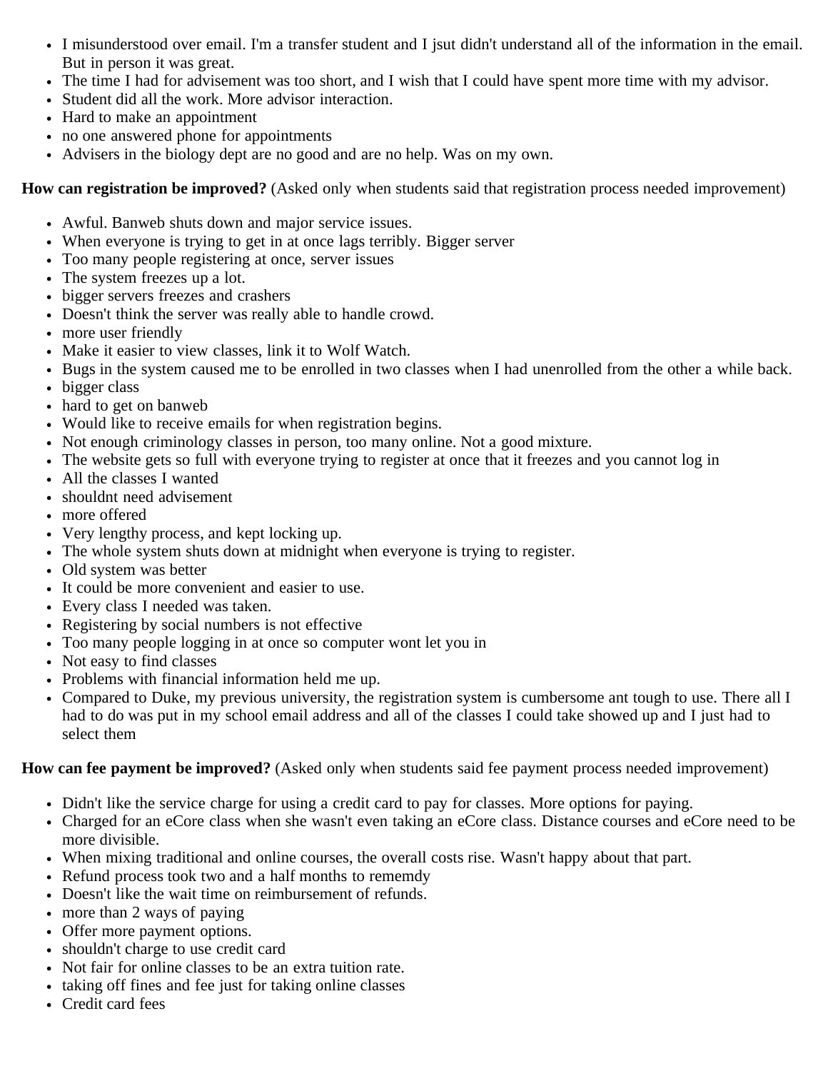- I misunderstood over email. I'm a transfer student and I jsut didn't understand all of the information in the email. But in person it was great.
- The time I had for advisement was too short, and I wish that I could have spent more time with my advisor.
- Student did all the work. More advisor interaction.
- Hard to make an appointment
- no one answered phone for appointments
- Advisers in the biology dept are no good and are no help. Was on my own.

**How can registration be improved?** (Asked only when students said that registration process needed improvement)

- Awful. Banweb shuts down and major service issues.
- When everyone is trying to get in at once lags terribly. Bigger server
- Too many people registering at once, server issues
- The system freezes up a lot.
- bigger servers freezes and crashers
- Doesn't think the server was really able to handle crowd.
- more user friendly
- Make it easier to view classes, link it to Wolf Watch.
- Bugs in the system caused me to be enrolled in two classes when I had unenrolled from the other a while back.
- bigger class
- hard to get on banweb
- Would like to receive emails for when registration begins.
- Not enough criminology classes in person, too many online. Not a good mixture.
- The website gets so full with everyone trying to register at once that it freezes and you cannot log in
- All the classes I wanted
- shouldnt need advisement
- more offered
- Very lengthy process, and kept locking up.
- The whole system shuts down at midnight when everyone is trying to register.
- Old system was better
- It could be more convenient and easier to use.
- Every class I needed was taken.
- Registering by social numbers is not effective
- Too many people logging in at once so computer wont let you in
- Not easy to find classes
- Problems with financial information held me up.
- Compared to Duke, my previous university, the registration system is cumbersome ant tough to use. There all I had to do was put in my school email address and all of the classes I could take showed up and I just had to select them

**How can fee payment be improved?** (Asked only when students said fee payment process needed improvement)

- Didn't like the service charge for using a credit card to pay for classes. More options for paying.
- Charged for an eCore class when she wasn't even taking an eCore class. Distance courses and eCore need to be more divisible.
- When mixing traditional and online courses, the overall costs rise. Wasn't happy about that part.
- Refund process took two and a half months to rememdy
- Doesn't like the wait time on reimbursement of refunds.
- more than 2 ways of paying
- Offer more payment options.
- shouldn't charge to use credit card
- Not fair for online classes to be an extra tuition rate.
- taking off fines and fee just for taking online classes
- Credit card fees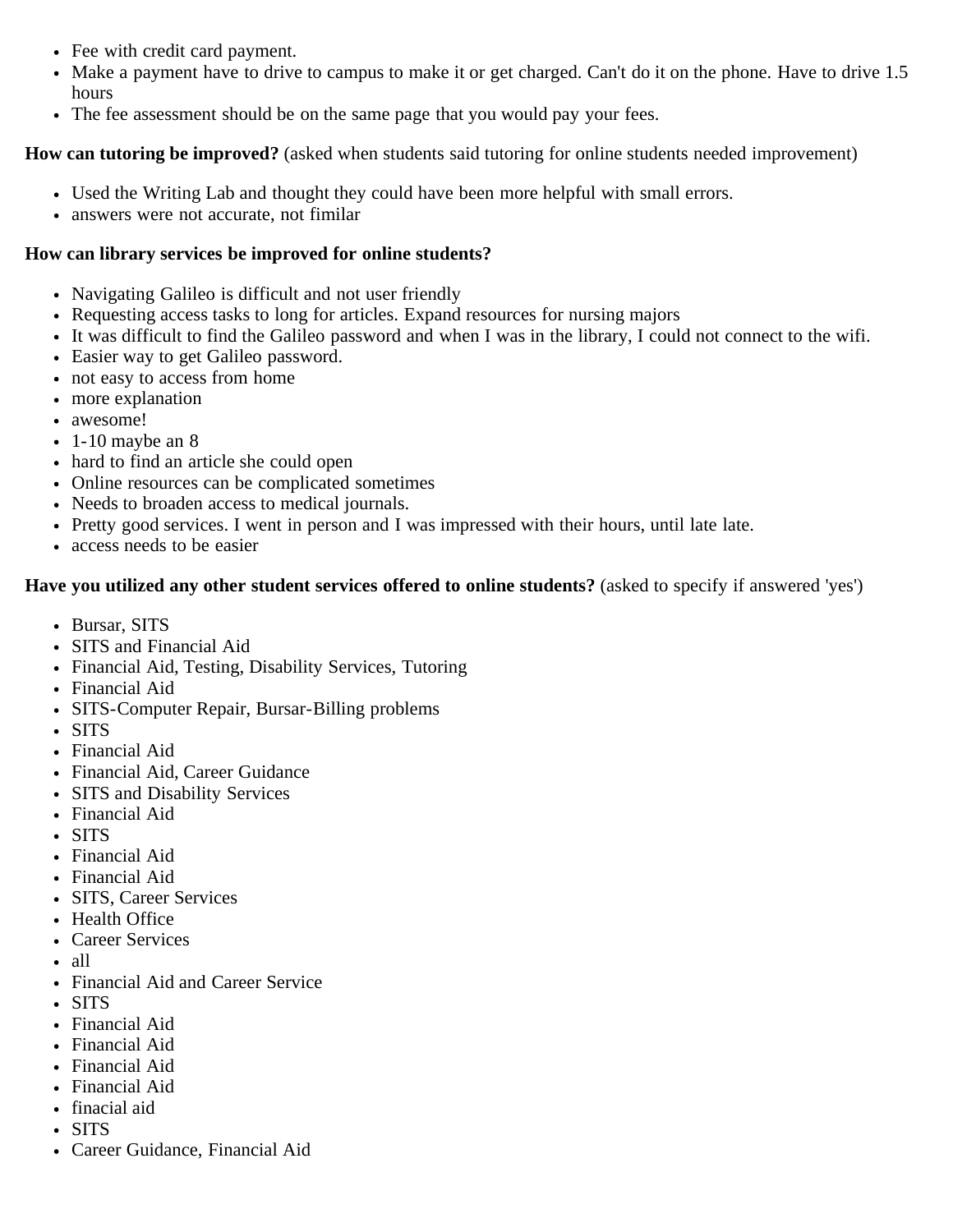- Fee with credit card payment.
- Make a payment have to drive to campus to make it or get charged. Can't do it on the phone. Have to drive 1.5 hours
- The fee assessment should be on the same page that you would pay your fees.

**How can tutoring be improved?** (asked when students said tutoring for online students needed improvement)

- Used the Writing Lab and thought they could have been more helpful with small errors.
- answers were not accurate, not fimilar

**How can library services be improved for online students?**

- Navigating Galileo is difficult and not user friendly
- Requesting access tasks to long for articles. Expand resources for nursing majors
- It was difficult to find the Galileo password and when I was in the library, I could not connect to the wifi.
- Easier way to get Galileo password.
- not easy to access from home
- more explanation
- awesome!
- 1-10 maybe an 8
- hard to find an article she could open
- Online resources can be complicated sometimes
- Needs to broaden access to medical journals.
- Pretty good services. I went in person and I was impressed with their hours, until late late.
- access needs to be easier

**Have you utilized any other student services offered to online students?** (asked to specify if answered 'yes')

- Bursar, SITS
- SITS and Financial Aid
- Financial Aid, Testing, Disability Services, Tutoring
- Financial Aid
- SITS-Computer Repair, Bursar-Billing problems
- SITS
- Financial Aid
- Financial Aid, Career Guidance
- SITS and Disability Services
- Financial Aid
- SITS
- Financial Aid
- Financial Aid
- SITS, Career Services
- Health Office
- Career Services
- all
- Financial Aid and Career Service
- SITS
- Financial Aid
- Financial Aid
- Financial Aid
- Financial Aid
- finacial aid
- SITS
- Career Guidance, Financial Aid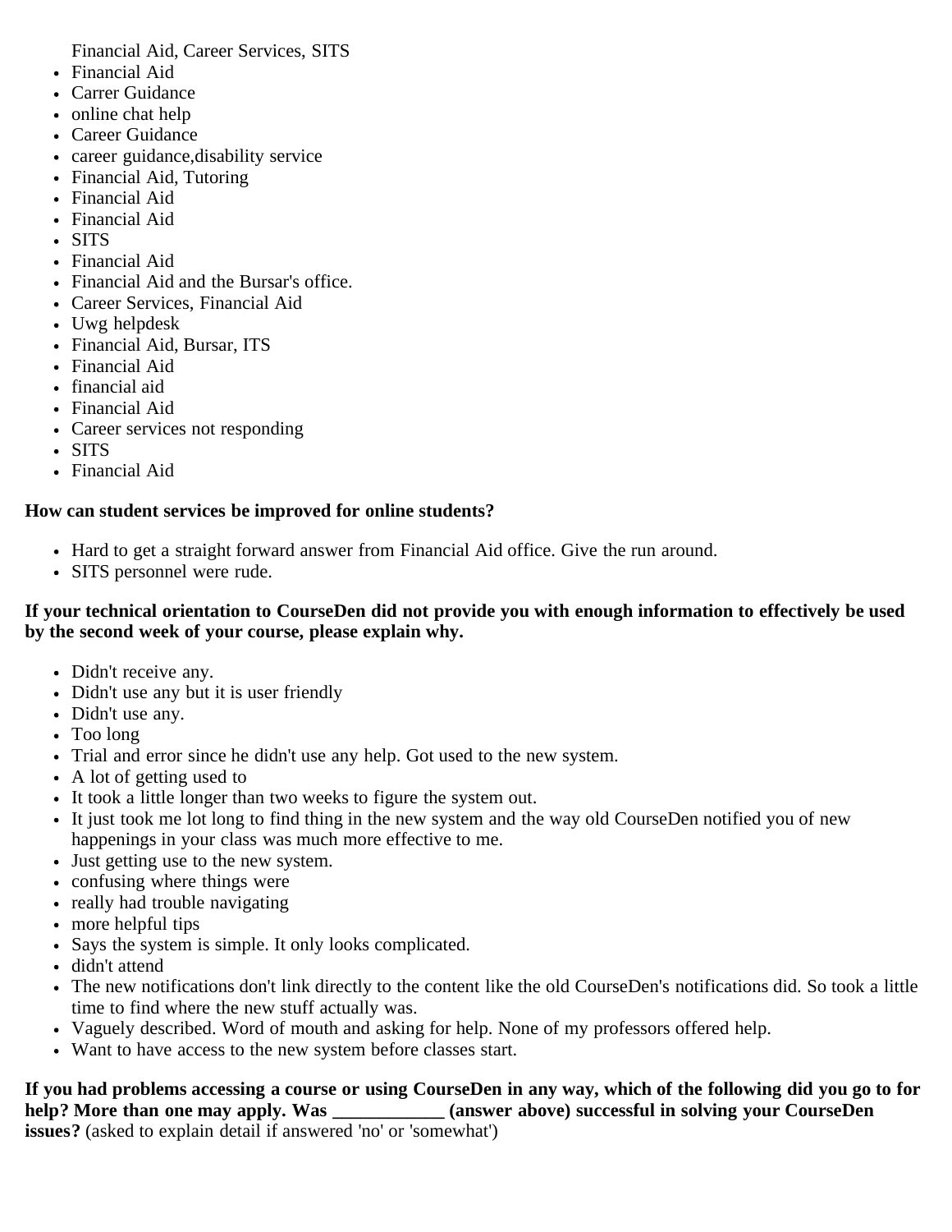Financial Aid, Career Services, SITS

- Financial Aid
- Carrer Guidance
- online chat help
- Career Guidance
- career guidance,disability service
- Financial Aid, Tutoring
- Financial Aid
- Financial Aid
- SITS
- Financial Aid
- Financial Aid and the Bursar's office.
- Career Services, Financial Aid
- Uwg helpdesk
- Financial Aid, Bursar, ITS
- Financial Aid
- financial aid
- Financial Aid
- Career services not responding
- SITS
- Financial Aid

**How can student services be improved for online students?**

- Hard to get a straight forward answer from Financial Aid office. Give the run around.
- SITS personnel were rude.

**If your technical orientation to CourseDen did not provide you with enough information to effectively be used by the second week of your course, please explain why.**

- Didn't receive any.
- Didn't use any but it is user friendly
- Didn't use any.
- Too long
- Trial and error since he didn't use any help. Got used to the new system.
- A lot of getting used to
- It took a little longer than two weeks to figure the system out.
- It just took me lot long to find thing in the new system and the way old CourseDen notified you of new happenings in your class was much more effective to me.
- Just getting use to the new system.
- confusing where things were
- really had trouble navigating
- more helpful tips
- Says the system is simple. It only looks complicated.
- didn't attend
- The new notifications don't link directly to the content like the old CourseDen's notifications did. So took a little time to find where the new stuff actually was.
- Vaguely described. Word of mouth and asking for help. None of my professors offered help.
- Want to have access to the new system before classes start.

**If you had problems accessing a course or using CourseDen in any way, which of the following did you go to for help? More than one may apply. Was ____________ (answer above) successful in solving your CourseDen issues?** (asked to explain detail if answered 'no' or 'somewhat')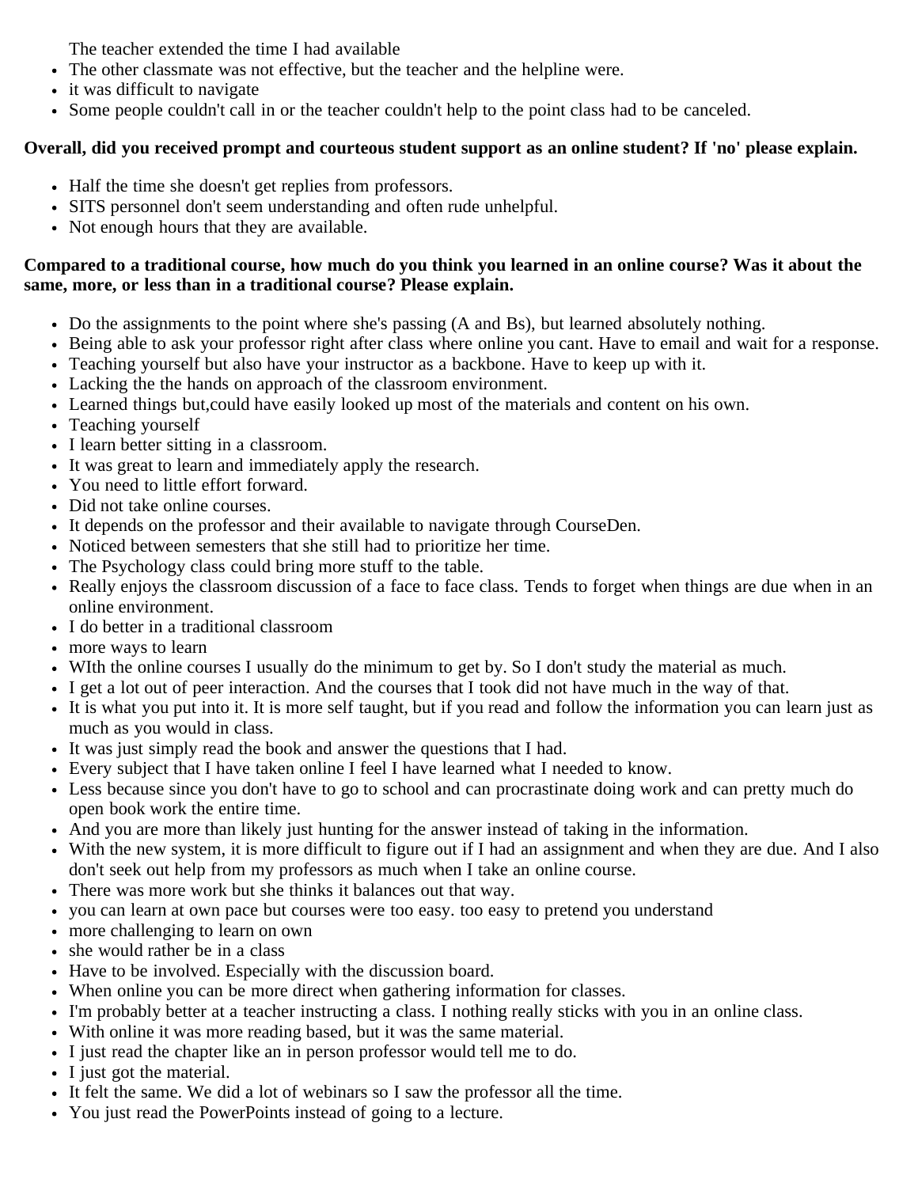The teacher extended the time I had available

- The other classmate was not effective, but the teacher and the helpline were.
- it was difficult to navigate
- Some people couldn't call in or the teacher couldn't help to the point class had to be canceled.

**Overall, did you received prompt and courteous student support as an online student? If 'no' please explain.**

- Half the time she doesn't get replies from professors.
- SITS personnel don't seem understanding and often rude unhelpful.
- Not enough hours that they are available.

**Compared to a traditional course, how much do you think you learned in an online course? Was it about the same, more, or less than in a traditional course? Please explain.**

- Do the assignments to the point where she's passing (A and Bs), but learned absolutely nothing.
- Being able to ask your professor right after class where online you cant. Have to email and wait for a response.
- Teaching yourself but also have your instructor as a backbone. Have to keep up with it.
- Lacking the the hands on approach of the classroom environment.
- Learned things but,could have easily looked up most of the materials and content on his own.
- Teaching yourself
- I learn better sitting in a classroom.
- It was great to learn and immediately apply the research.
- You need to little effort forward.
- Did not take online courses.
- It depends on the professor and their available to navigate through CourseDen.
- Noticed between semesters that she still had to prioritize her time.
- The Psychology class could bring more stuff to the table.
- Really enjoys the classroom discussion of a face to face class. Tends to forget when things are due when in an online environment.
- I do better in a traditional classroom
- more ways to learn
- WIth the online courses I usually do the minimum to get by. So I don't study the material as much.
- I get a lot out of peer interaction. And the courses that I took did not have much in the way of that.
- It is what you put into it. It is more self taught, but if you read and follow the information you can learn just as much as you would in class.
- It was just simply read the book and answer the questions that I had.
- Every subject that I have taken online I feel I have learned what I needed to know.
- Less because since you don't have to go to school and can procrastinate doing work and can pretty much do open book work the entire time.
- And you are more than likely just hunting for the answer instead of taking in the information.
- With the new system, it is more difficult to figure out if I had an assignment and when they are due. And I also don't seek out help from my professors as much when I take an online course.
- There was more work but she thinks it balances out that way.
- you can learn at own pace but courses were too easy. too easy to pretend you understand
- more challenging to learn on own
- she would rather be in a class
- Have to be involved. Especially with the discussion board.
- When online you can be more direct when gathering information for classes.
- I'm probably better at a teacher instructing a class. I nothing really sticks with you in an online class.
- With online it was more reading based, but it was the same material.
- I just read the chapter like an in person professor would tell me to do.
- I just got the material.
- It felt the same. We did a lot of webinars so I saw the professor all the time.
- You just read the PowerPoints instead of going to a lecture.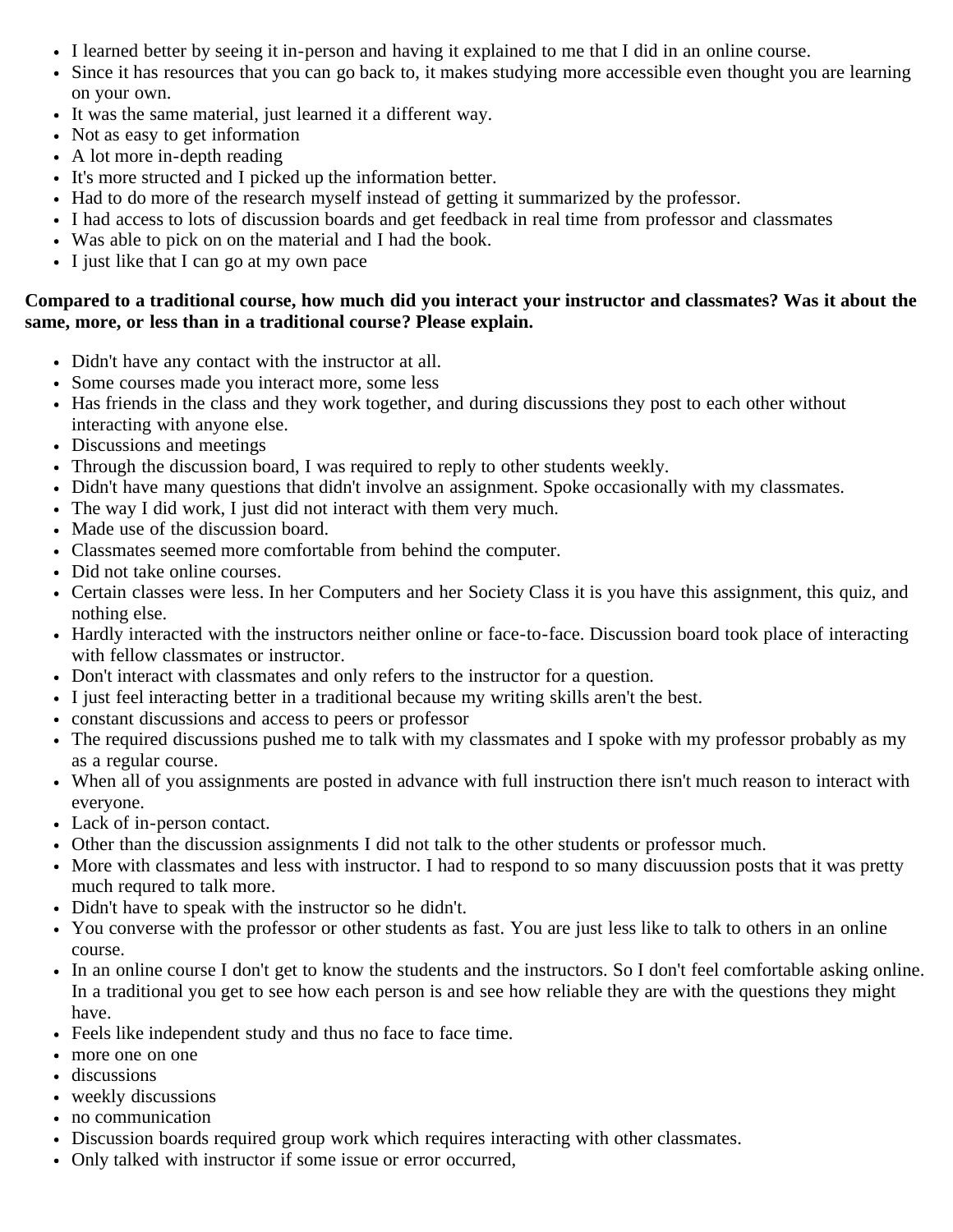- I learned better by seeing it in-person and having it explained to me that I did in an online course.
- Since it has resources that you can go back to, it makes studying more accessible even thought you are learning on your own.
- It was the same material, just learned it a different way.
- Not as easy to get information
- A lot more in-depth reading
- It's more structed and I picked up the information better.
- Had to do more of the research myself instead of getting it summarized by the professor.
- I had access to lots of discussion boards and get feedback in real time from professor and classmates
- Was able to pick on on the material and I had the book.
- I just like that I can go at my own pace

**Compared to a traditional course, how much did you interact your instructor and classmates? Was it about the same, more, or less than in a traditional course? Please explain.**

- Didn't have any contact with the instructor at all.
- Some courses made you interact more, some less
- Has friends in the class and they work together, and during discussions they post to each other without interacting with anyone else.
- Discussions and meetings
- Through the discussion board, I was required to reply to other students weekly.
- Didn't have many questions that didn't involve an assignment. Spoke occasionally with my classmates.
- The way I did work, I just did not interact with them very much.
- Made use of the discussion board.
- Classmates seemed more comfortable from behind the computer.
- Did not take online courses.
- Certain classes were less. In her Computers and her Society Class it is you have this assignment, this quiz, and nothing else.
- Hardly interacted with the instructors neither online or face-to-face. Discussion board took place of interacting with fellow classmates or instructor.
- Don't interact with classmates and only refers to the instructor for a question.
- I just feel interacting better in a traditional because my writing skills aren't the best.
- constant discussions and access to peers or professor
- The required discussions pushed me to talk with my classmates and I spoke with my professor probably as my as a regular course.
- When all of you assignments are posted in advance with full instruction there isn't much reason to interact with everyone.
- Lack of in-person contact.
- Other than the discussion assignments I did not talk to the other students or professor much.
- More with classmates and less with instructor. I had to respond to so many discuussion posts that it was pretty much requred to talk more.
- Didn't have to speak with the instructor so he didn't.
- You converse with the professor or other students as fast. You are just less like to talk to others in an online course.
- In an online course I don't get to know the students and the instructors. So I don't feel comfortable asking online. In a traditional you get to see how each person is and see how reliable they are with the questions they might have.
- Feels like independent study and thus no face to face time.
- more one on one
- discussions
- weekly discussions
- no communication
- Discussion boards required group work which requires interacting with other classmates.
- Only talked with instructor if some issue or error occurred,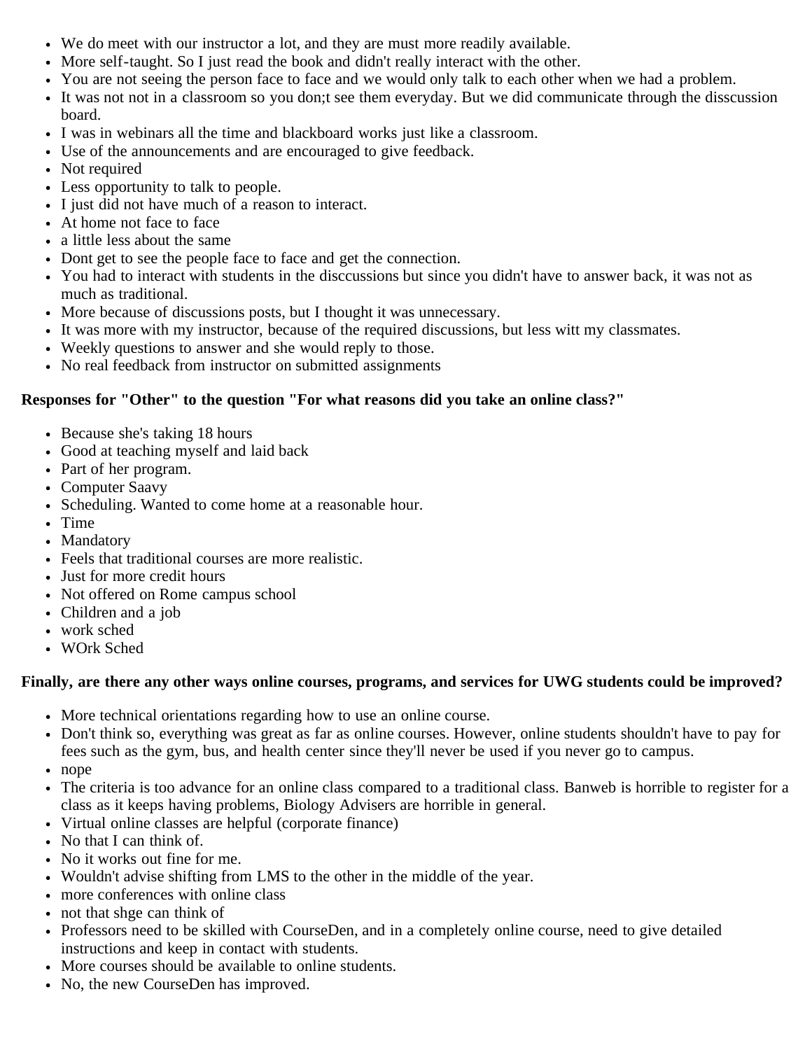- We do meet with our instructor a lot, and they are must more readily available.
- More self-taught. So I just read the book and didn't really interact with the other.
- You are not seeing the person face to face and we would only talk to each other when we had a problem.
- It was not not in a classroom so you don;t see them everyday. But we did communicate through the disscussion board.
- I was in webinars all the time and blackboard works just like a classroom.
- Use of the announcements and are encouraged to give feedback.
- Not required
- Less opportunity to talk to people.
- I just did not have much of a reason to interact.
- At home not face to face
- a little less about the same
- Dont get to see the people face to face and get the connection.
- You had to interact with students in the disccussions but since you didn't have to answer back, it was not as much as traditional.
- More because of discussions posts, but I thought it was unnecessary.
- It was more with my instructor, because of the required discussions, but less witt my classmates.
- Weekly questions to answer and she would reply to those.
- No real feedback from instructor on submitted assignments

**Responses for "Other" to the question "For what reasons did you take an online class?"**

- Because she's taking 18 hours
- Good at teaching myself and laid back
- Part of her program.
- Computer Saavy
- Scheduling. Wanted to come home at a reasonable hour.
- Time
- Mandatory
- Feels that traditional courses are more realistic.
- Just for more credit hours
- Not offered on Rome campus school
- Children and a job
- work sched
- WOrk Sched

**Finally, are there any other ways online courses, programs, and services for UWG students could be improved?**

- More technical orientations regarding how to use an online course.
- Don't think so, everything was great as far as online courses. However, online students shouldn't have to pay for fees such as the gym, bus, and health center since they'll never be used if you never go to campus.
- nope
- The criteria is too advance for an online class compared to a traditional class. Banweb is horrible to register for a class as it keeps having problems, Biology Advisers are horrible in general.
- Virtual online classes are helpful (corporate finance)
- No that I can think of.
- No it works out fine for me.
- Wouldn't advise shifting from LMS to the other in the middle of the year.
- more conferences with online class
- not that shge can think of
- Professors need to be skilled with CourseDen, and in a completely online course, need to give detailed instructions and keep in contact with students.
- More courses should be available to online students.
- No, the new CourseDen has improved.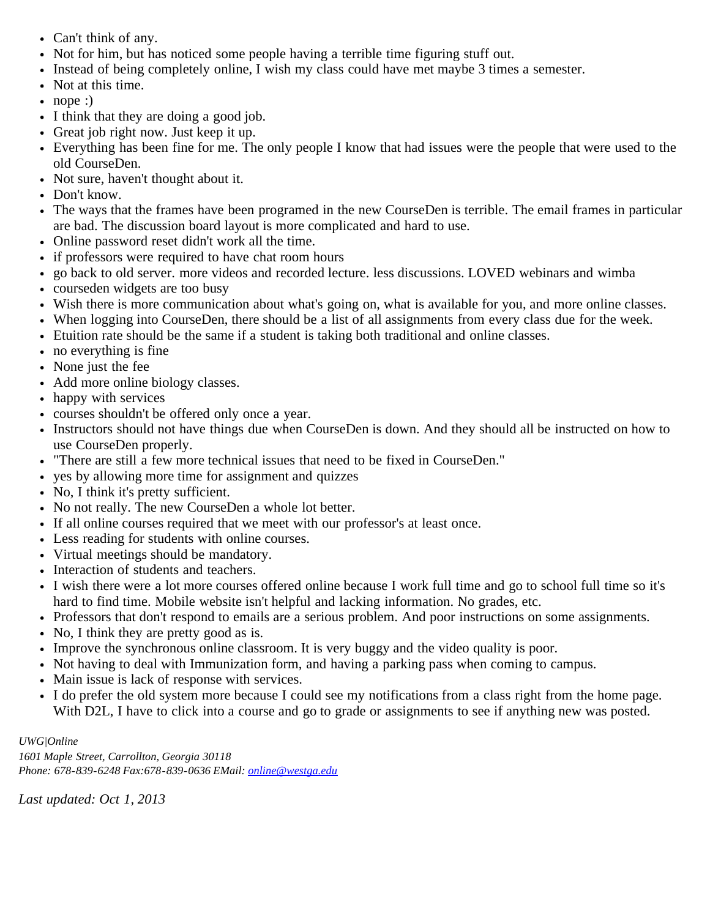- Can't think of any.
- Not for him, but has noticed some people having a terrible time figuring stuff out.
- Instead of being completely online, I wish my class could have met maybe 3 times a semester.
- Not at this time.
- nope :)
- I think that they are doing a good job.
- Great job right now. Just keep it up.
- Everything has been fine for me. The only people I know that had issues were the people that were used to the old CourseDen.
- Not sure, haven't thought about it.
- Don't know.
- The ways that the frames have been programed in the new CourseDen is terrible. The email frames in particular are bad. The discussion board layout is more complicated and hard to use.
- Online password reset didn't work all the time.
- if professors were required to have chat room hours
- go back to old server. more videos and recorded lecture. less discussions. LOVED webinars and wimba
- courseden widgets are too busy
- Wish there is more communication about what's going on, what is available for you, and more online classes.
- When logging into CourseDen, there should be a list of all assignments from every class due for the week.
- Etuition rate should be the same if a student is taking both traditional and online classes.
- no everything is fine
- None just the fee
- Add more online biology classes.
- happy with services
- courses shouldn't be offered only once a year.
- Instructors should not have things due when CourseDen is down. And they should all be instructed on how to use CourseDen properly.
- "There are still a few more technical issues that need to be fixed in CourseDen."
- yes by allowing more time for assignment and quizzes
- No, I think it's pretty sufficient.
- No not really. The new CourseDen a whole lot better.
- If all online courses required that we meet with our professor's at least once.
- Less reading for students with online courses.
- Virtual meetings should be mandatory.
- Interaction of students and teachers.
- I wish there were a lot more courses offered online because I work full time and go to school full time so it's hard to find time. Mobile website isn't helpful and lacking information. No grades, etc.
- Professors that don't respond to emails are a serious problem. And poor instructions on some assignments.
- No, I think they are pretty good as is.
- Improve the synchronous online classroom. It is very buggy and the video quality is poor.
- Not having to deal with Immunization form, and having a parking pass when coming to campus.
- Main issue is lack of response with services.
- I do prefer the old system more because I could see my notifications from a class right from the home page. With D2L, I have to click into a course and go to grade or assignments to see if anything new was posted.

*UWG|Online*
*1601 Maple Street, Carrollton, Georgia 30118*
*Phone: 678-839-6248 Fax:678-839-0636 EMail: online@westga.edu*

*Last updated: Oct 1, 2013*